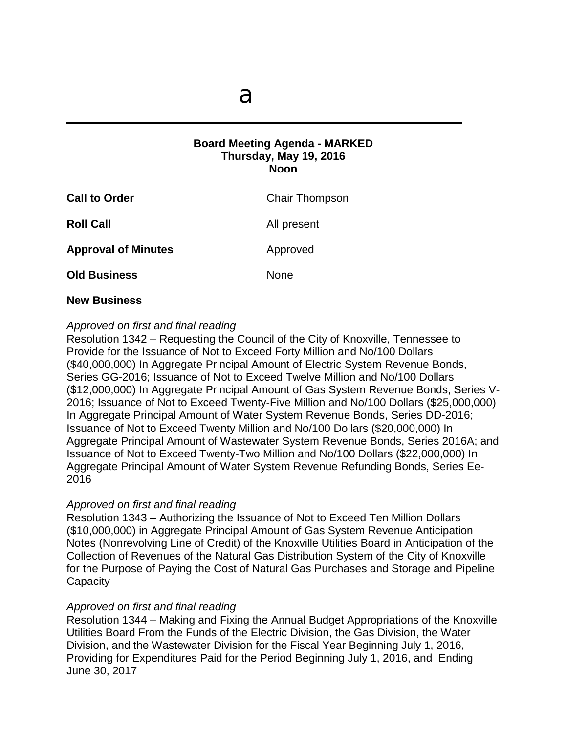a

---

**Board Meeting Agenda - MARKED**
**Thursday, May 19, 2016**
**Noon**

| | |
|---|---|
| **Call to Order** | Chair Thompson |
| **Roll Call** | All present |
| **Approval of Minutes** | Approved |
| **Old Business** | None |

**New Business**

*Approved on first and final reading*
Resolution 1342 – Requesting the Council of the City of Knoxville, Tennessee to Provide for the Issuance of Not to Exceed Forty Million and No/100 Dollars ($40,000,000) In Aggregate Principal Amount of Electric System Revenue Bonds, Series GG-2016; Issuance of Not to Exceed Twelve Million and No/100 Dollars ($12,000,000) In Aggregate Principal Amount of Gas System Revenue Bonds, Series V-2016; Issuance of Not to Exceed Twenty-Five Million and No/100 Dollars ($25,000,000) In Aggregate Principal Amount of Water System Revenue Bonds, Series DD-2016; Issuance of Not to Exceed Twenty Million and No/100 Dollars ($20,000,000) In Aggregate Principal Amount of Wastewater System Revenue Bonds, Series 2016A; and Issuance of Not to Exceed Twenty-Two Million and No/100 Dollars ($22,000,000) In Aggregate Principal Amount of Water System Revenue Refunding Bonds, Series Ee-2016

*Approved on first and final reading*
Resolution 1343 – Authorizing the Issuance of Not to Exceed Ten Million Dollars ($10,000,000) in Aggregate Principal Amount of Gas System Revenue Anticipation Notes (Nonrevolving Line of Credit) of the Knoxville Utilities Board in Anticipation of the Collection of Revenues of the Natural Gas Distribution System of the City of Knoxville for the Purpose of Paying the Cost of Natural Gas Purchases and Storage and Pipeline Capacity

*Approved on first and final reading*
Resolution 1344 – Making and Fixing the Annual Budget Appropriations of the Knoxville Utilities Board From the Funds of the Electric Division, the Gas Division, the Water Division, and the Wastewater Division for the Fiscal Year Beginning July 1, 2016, Providing for Expenditures Paid for the Period Beginning July 1, 2016, and Ending June 30, 2017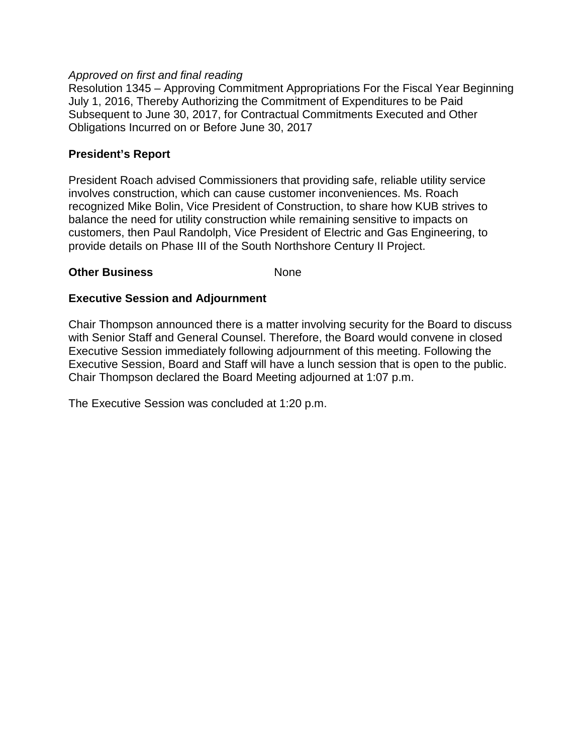*Approved on first and final reading*
Resolution 1345 – Approving Commitment Appropriations For the Fiscal Year Beginning July 1, 2016, Thereby Authorizing the Commitment of Expenditures to be Paid Subsequent to June 30, 2017, for Contractual Commitments Executed and Other Obligations Incurred on or Before June 30, 2017

**President's Report**

President Roach advised Commissioners that providing safe, reliable utility service involves construction, which can cause customer inconveniences. Ms. Roach recognized Mike Bolin, Vice President of Construction, to share how KUB strives to balance the need for utility construction while remaining sensitive to impacts on customers, then Paul Randolph, Vice President of Electric and Gas Engineering, to provide details on Phase III of the South Northshore Century II Project.

**Other Business** None

**Executive Session and Adjournment**

Chair Thompson announced there is a matter involving security for the Board to discuss with Senior Staff and General Counsel. Therefore, the Board would convene in closed Executive Session immediately following adjournment of this meeting. Following the Executive Session, Board and Staff will have a lunch session that is open to the public. Chair Thompson declared the Board Meeting adjourned at 1:07 p.m.

The Executive Session was concluded at 1:20 p.m.